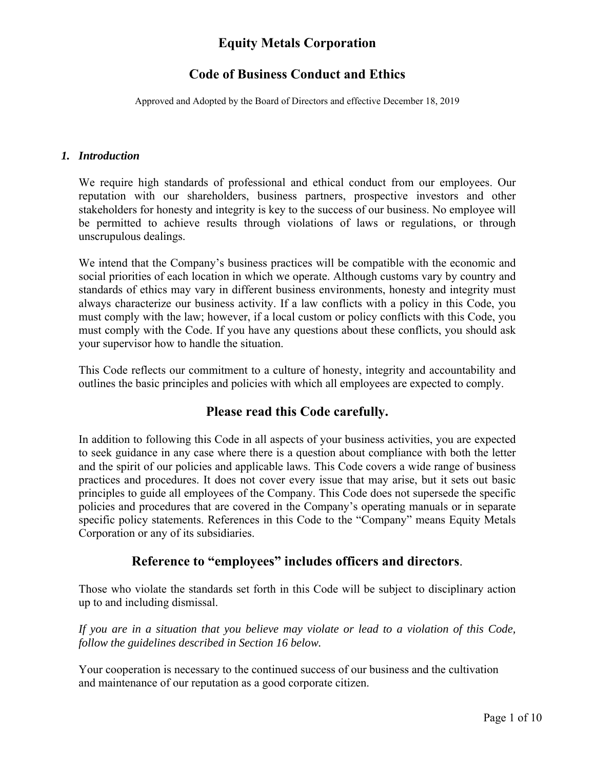# Equity Metals Corporation

## Code of Business Conduct and Ethics

Approved and Adopted by the Board of Directors and effective December 18, 2019

### *1. Introduction*

We require high standards of professional and ethical conduct from our employees. Our reputation with our shareholders, business partners, prospective investors and other stakeholders for honesty and integrity is key to the success of our business. No employee will be permitted to achieve results through violations of laws or regulations, or through unscrupulous dealings.

We intend that the Company's business practices will be compatible with the economic and social priorities of each location in which we operate. Although customs vary by country and standards of ethics may vary in different business environments, honesty and integrity must always characterize our business activity. If a law conflicts with a policy in this Code, you must comply with the law; however, if a local custom or policy conflicts with this Code, you must comply with the Code. If you have any questions about these conflicts, you should ask your supervisor how to handle the situation.

This Code reflects our commitment to a culture of honesty, integrity and accountability and outlines the basic principles and policies with which all employees are expected to comply.

## Please read this Code carefully.

In addition to following this Code in all aspects of your business activities, you are expected to seek guidance in any case where there is a question about compliance with both the letter and the spirit of our policies and applicable laws. This Code covers a wide range of business practices and procedures. It does not cover every issue that may arise, but it sets out basic principles to guide all employees of the Company. This Code does not supersede the specific policies and procedures that are covered in the Company's operating manuals or in separate specific policy statements. References in this Code to the "Company" means Equity Metals Corporation or any of its subsidiaries.

## Reference to "employees" includes officers and directors.

Those who violate the standards set forth in this Code will be subject to disciplinary action up to and including dismissal.

*If you are in a situation that you believe may violate or lead to a violation of this Code, follow the guidelines described in Section 16 below.*

Your cooperation is necessary to the continued success of our business and the cultivation and maintenance of our reputation as a good corporate citizen.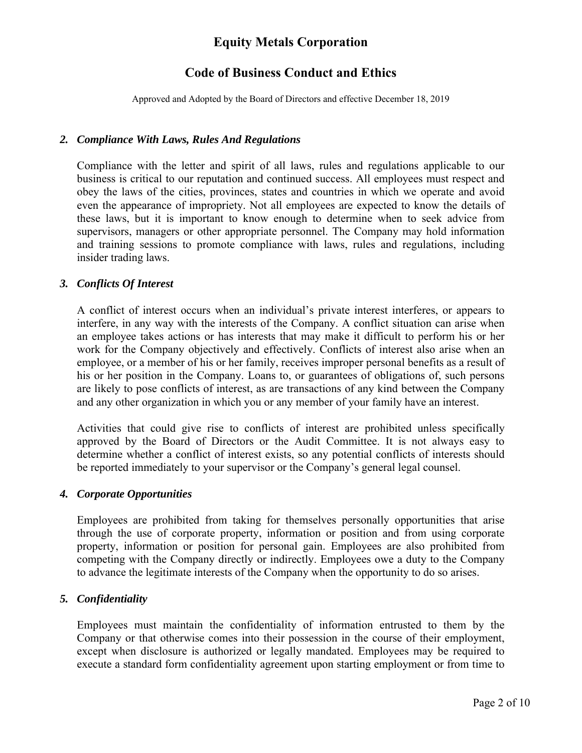# Equity Metals Corporation

## Code of Business Conduct and Ethics

Approved and Adopted by the Board of Directors and effective December 18, 2019

### *2. Compliance With Laws, Rules And Regulations*

Compliance with the letter and spirit of all laws, rules and regulations applicable to our business is critical to our reputation and continued success. All employees must respect and obey the laws of the cities, provinces, states and countries in which we operate and avoid even the appearance of impropriety. Not all employees are expected to know the details of these laws, but it is important to know enough to determine when to seek advice from supervisors, managers or other appropriate personnel. The Company may hold information and training sessions to promote compliance with laws, rules and regulations, including insider trading laws.

### *3. Conflicts Of Interest*

A conflict of interest occurs when an individual's private interest interferes, or appears to interfere, in any way with the interests of the Company. A conflict situation can arise when an employee takes actions or has interests that may make it difficult to perform his or her work for the Company objectively and effectively. Conflicts of interest also arise when an employee, or a member of his or her family, receives improper personal benefits as a result of his or her position in the Company. Loans to, or guarantees of obligations of, such persons are likely to pose conflicts of interest, as are transactions of any kind between the Company and any other organization in which you or any member of your family have an interest.

Activities that could give rise to conflicts of interest are prohibited unless specifically approved by the Board of Directors or the Audit Committee. It is not always easy to determine whether a conflict of interest exists, so any potential conflicts of interests should be reported immediately to your supervisor or the Company's general legal counsel.

### *4. Corporate Opportunities*

Employees are prohibited from taking for themselves personally opportunities that arise through the use of corporate property, information or position and from using corporate property, information or position for personal gain. Employees are also prohibited from competing with the Company directly or indirectly. Employees owe a duty to the Company to advance the legitimate interests of the Company when the opportunity to do so arises.

### *5. Confidentiality*

Employees must maintain the confidentiality of information entrusted to them by the Company or that otherwise comes into their possession in the course of their employment, except when disclosure is authorized or legally mandated. Employees may be required to execute a standard form confidentiality agreement upon starting employment or from time to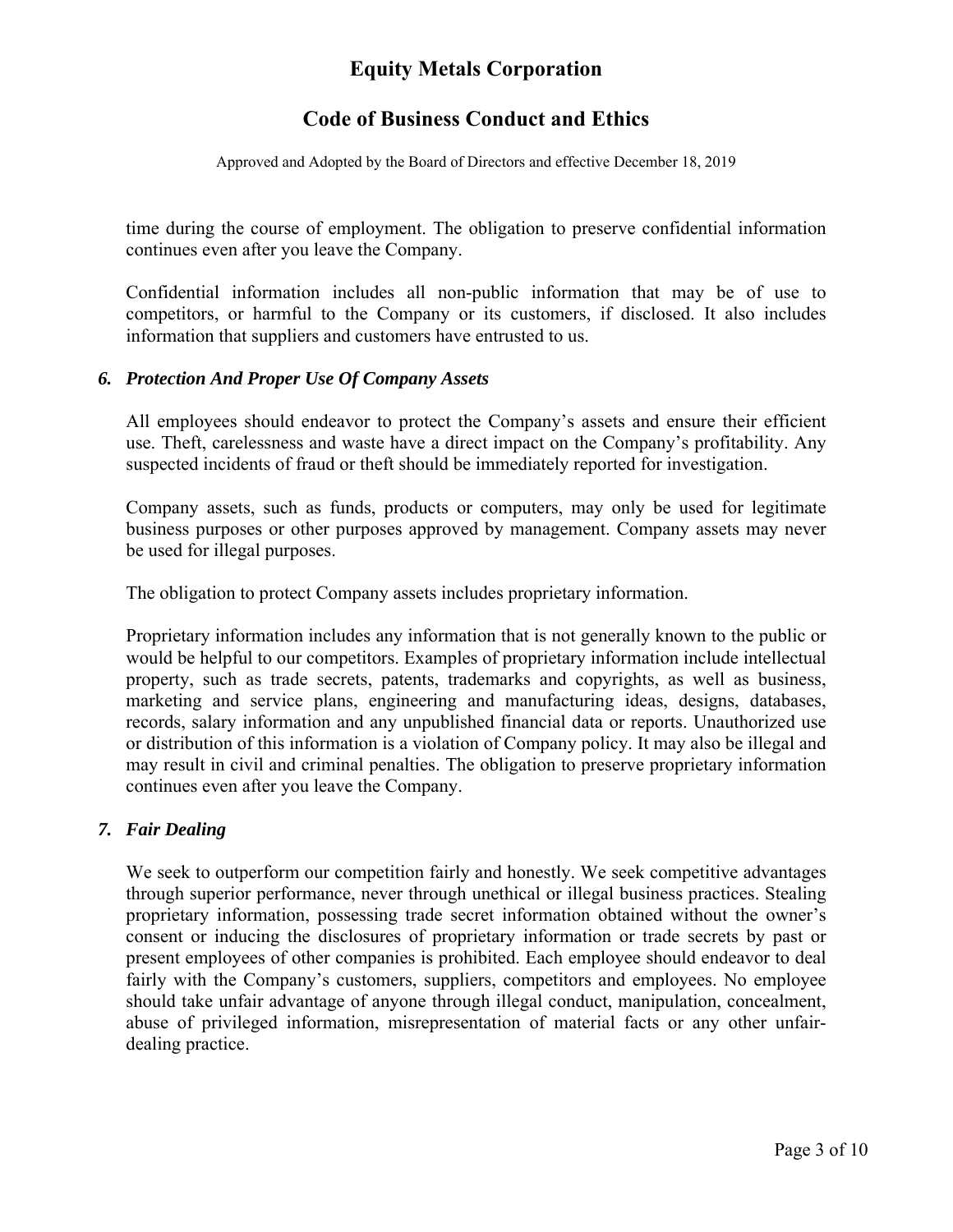time during the course of employment. The obligation to preserve confidential information continues even after you leave the Company.

Confidential information includes all non-public information that may be of use to competitors, or harmful to the Company or its customers, if disclosed. It also includes information that suppliers and customers have entrusted to us.

### *6. Protection And Proper Use Of Company Assets*

All employees should endeavor to protect the Company's assets and ensure their efficient use. Theft, carelessness and waste have a direct impact on the Company's profitability. Any suspected incidents of fraud or theft should be immediately reported for investigation.

Company assets, such as funds, products or computers, may only be used for legitimate business purposes or other purposes approved by management. Company assets may never be used for illegal purposes.

The obligation to protect Company assets includes proprietary information.

Proprietary information includes any information that is not generally known to the public or would be helpful to our competitors. Examples of proprietary information include intellectual property, such as trade secrets, patents, trademarks and copyrights, as well as business, marketing and service plans, engineering and manufacturing ideas, designs, databases, records, salary information and any unpublished financial data or reports. Unauthorized use or distribution of this information is a violation of Company policy. It may also be illegal and may result in civil and criminal penalties. The obligation to preserve proprietary information continues even after you leave the Company.

### *7. Fair Dealing*

We seek to outperform our competition fairly and honestly. We seek competitive advantages through superior performance, never through unethical or illegal business practices. Stealing proprietary information, possessing trade secret information obtained without the owner's consent or inducing the disclosures of proprietary information or trade secrets by past or present employees of other companies is prohibited. Each employee should endeavor to deal fairly with the Company's customers, suppliers, competitors and employees. No employee should take unfair advantage of anyone through illegal conduct, manipulation, concealment, abuse of privileged information, misrepresentation of material facts or any other unfair-dealing practice.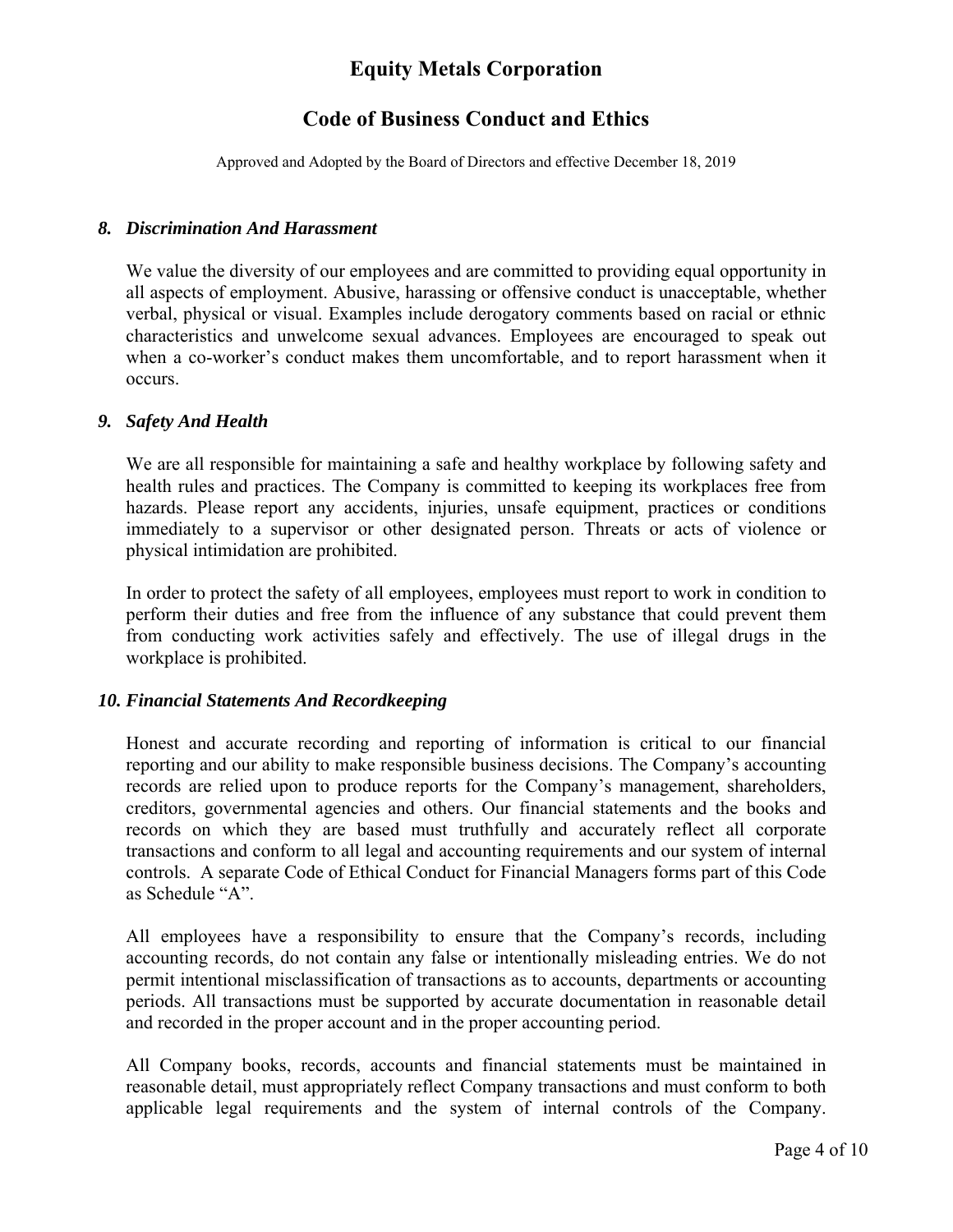# Equity Metals Corporation

## Code of Business Conduct and Ethics

Approved and Adopted by the Board of Directors and effective December 18, 2019

### *8. Discrimination And Harassment*

We value the diversity of our employees and are committed to providing equal opportunity in all aspects of employment. Abusive, harassing or offensive conduct is unacceptable, whether verbal, physical or visual. Examples include derogatory comments based on racial or ethnic characteristics and unwelcome sexual advances. Employees are encouraged to speak out when a co-worker's conduct makes them uncomfortable, and to report harassment when it occurs.

### *9. Safety And Health*

We are all responsible for maintaining a safe and healthy workplace by following safety and health rules and practices. The Company is committed to keeping its workplaces free from hazards. Please report any accidents, injuries, unsafe equipment, practices or conditions immediately to a supervisor or other designated person. Threats or acts of violence or physical intimidation are prohibited.

In order to protect the safety of all employees, employees must report to work in condition to perform their duties and free from the influence of any substance that could prevent them from conducting work activities safely and effectively. The use of illegal drugs in the workplace is prohibited.

### *10. Financial Statements And Recordkeeping*

Honest and accurate recording and reporting of information is critical to our financial reporting and our ability to make responsible business decisions. The Company's accounting records are relied upon to produce reports for the Company's management, shareholders, creditors, governmental agencies and others. Our financial statements and the books and records on which they are based must truthfully and accurately reflect all corporate transactions and conform to all legal and accounting requirements and our system of internal controls. A separate Code of Ethical Conduct for Financial Managers forms part of this Code as Schedule "A".

All employees have a responsibility to ensure that the Company's records, including accounting records, do not contain any false or intentionally misleading entries. We do not permit intentional misclassification of transactions as to accounts, departments or accounting periods. All transactions must be supported by accurate documentation in reasonable detail and recorded in the proper account and in the proper accounting period.

All Company books, records, accounts and financial statements must be maintained in reasonable detail, must appropriately reflect Company transactions and must conform to both applicable legal requirements and the system of internal controls of the Company.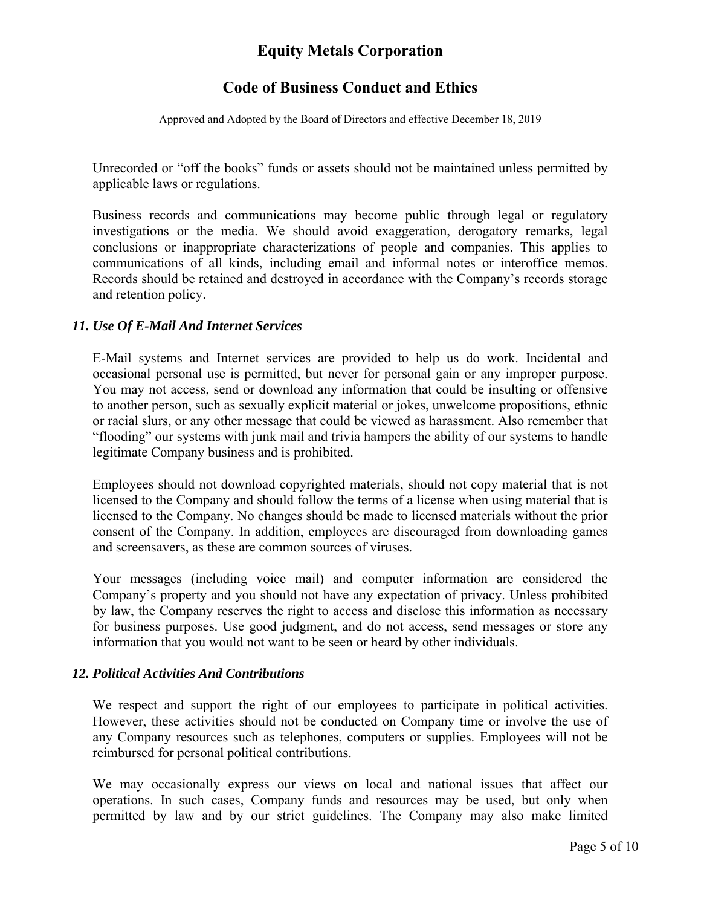Unrecorded or "off the books" funds or assets should not be maintained unless permitted by applicable laws or regulations.

Business records and communications may become public through legal or regulatory investigations or the media. We should avoid exaggeration, derogatory remarks, legal conclusions or inappropriate characterizations of people and companies. This applies to communications of all kinds, including email and informal notes or interoffice memos. Records should be retained and destroyed in accordance with the Company's records storage and retention policy.

### *11. Use Of E-Mail And Internet Services*

E-Mail systems and Internet services are provided to help us do work. Incidental and occasional personal use is permitted, but never for personal gain or any improper purpose. You may not access, send or download any information that could be insulting or offensive to another person, such as sexually explicit material or jokes, unwelcome propositions, ethnic or racial slurs, or any other message that could be viewed as harassment. Also remember that "flooding" our systems with junk mail and trivia hampers the ability of our systems to handle legitimate Company business and is prohibited.

Employees should not download copyrighted materials, should not copy material that is not licensed to the Company and should follow the terms of a license when using material that is licensed to the Company. No changes should be made to licensed materials without the prior consent of the Company. In addition, employees are discouraged from downloading games and screensavers, as these are common sources of viruses.

Your messages (including voice mail) and computer information are considered the Company's property and you should not have any expectation of privacy. Unless prohibited by law, the Company reserves the right to access and disclose this information as necessary for business purposes. Use good judgment, and do not access, send messages or store any information that you would not want to be seen or heard by other individuals.

### *12. Political Activities And Contributions*

We respect and support the right of our employees to participate in political activities. However, these activities should not be conducted on Company time or involve the use of any Company resources such as telephones, computers or supplies. Employees will not be reimbursed for personal political contributions.

We may occasionally express our views on local and national issues that affect our operations. In such cases, Company funds and resources may be used, but only when permitted by law and by our strict guidelines. The Company may also make limited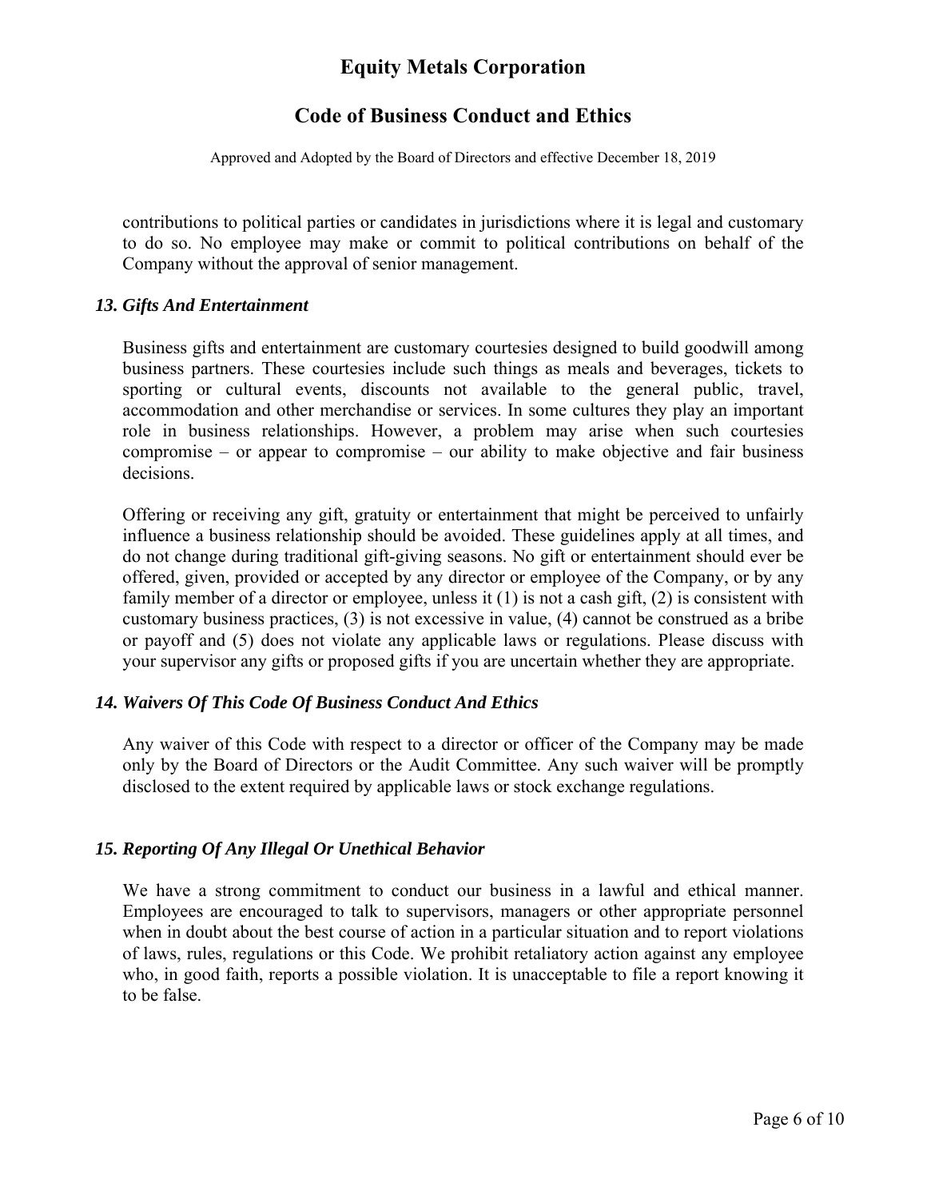contributions to political parties or candidates in jurisdictions where it is legal and customary to do so. No employee may make or commit to political contributions on behalf of the Company without the approval of senior management.

### *13. Gifts And Entertainment*

Business gifts and entertainment are customary courtesies designed to build goodwill among business partners. These courtesies include such things as meals and beverages, tickets to sporting or cultural events, discounts not available to the general public, travel, accommodation and other merchandise or services. In some cultures they play an important role in business relationships. However, a problem may arise when such courtesies compromise – or appear to compromise – our ability to make objective and fair business decisions.

Offering or receiving any gift, gratuity or entertainment that might be perceived to unfairly influence a business relationship should be avoided. These guidelines apply at all times, and do not change during traditional gift-giving seasons. No gift or entertainment should ever be offered, given, provided or accepted by any director or employee of the Company, or by any family member of a director or employee, unless it (1) is not a cash gift, (2) is consistent with customary business practices, (3) is not excessive in value, (4) cannot be construed as a bribe or payoff and (5) does not violate any applicable laws or regulations. Please discuss with your supervisor any gifts or proposed gifts if you are uncertain whether they are appropriate.

### *14. Waivers Of This Code Of Business Conduct And Ethics*

Any waiver of this Code with respect to a director or officer of the Company may be made only by the Board of Directors or the Audit Committee. Any such waiver will be promptly disclosed to the extent required by applicable laws or stock exchange regulations.

### *15. Reporting Of Any Illegal Or Unethical Behavior*

We have a strong commitment to conduct our business in a lawful and ethical manner. Employees are encouraged to talk to supervisors, managers or other appropriate personnel when in doubt about the best course of action in a particular situation and to report violations of laws, rules, regulations or this Code. We prohibit retaliatory action against any employee who, in good faith, reports a possible violation. It is unacceptable to file a report knowing it to be false.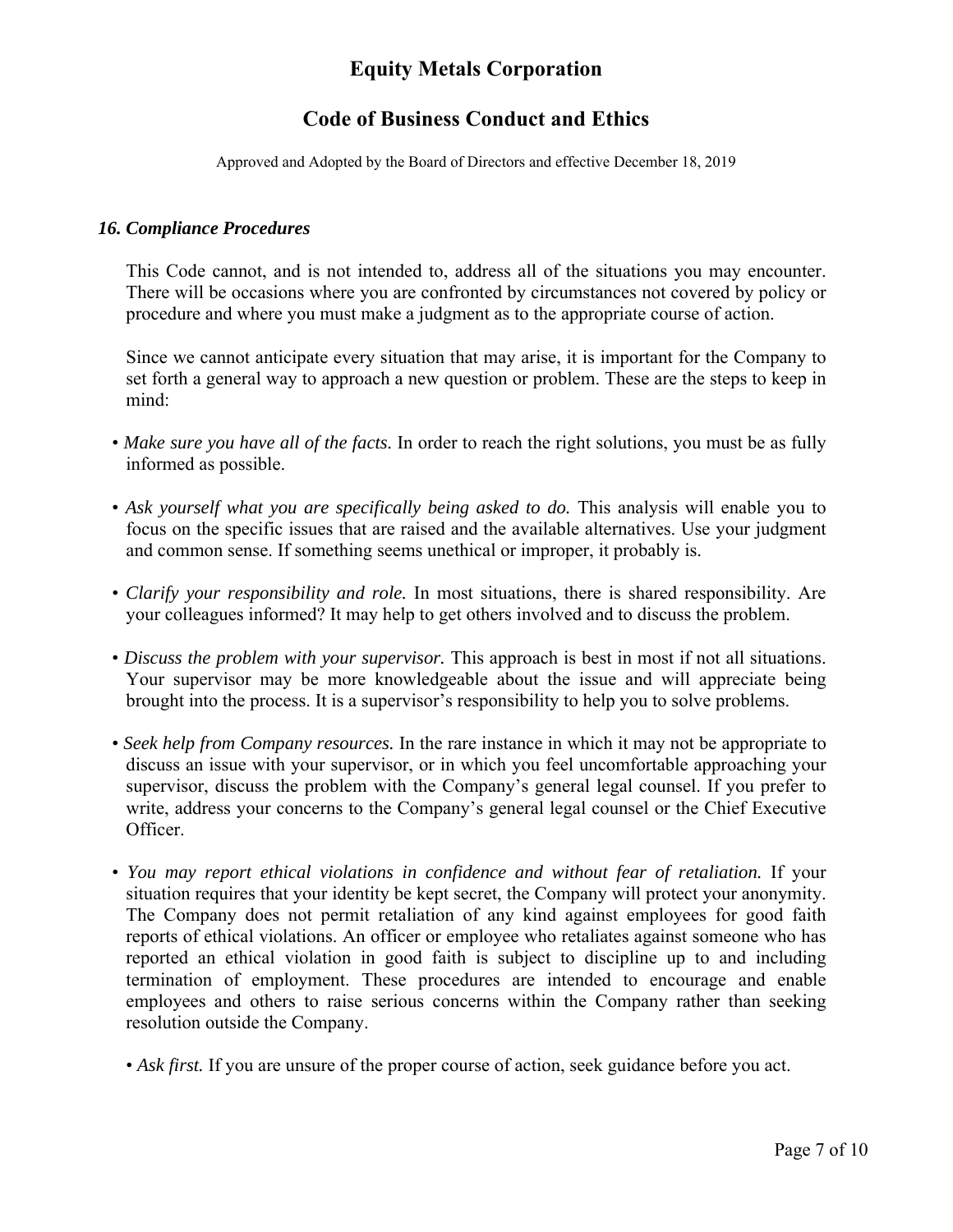### *16. Compliance Procedures*

This Code cannot, and is not intended to, address all of the situations you may encounter. There will be occasions where you are confronted by circumstances not covered by policy or procedure and where you must make a judgment as to the appropriate course of action.

Since we cannot anticipate every situation that may arise, it is important for the Company to set forth a general way to approach a new question or problem. These are the steps to keep in mind:

- *Make sure you have all of the facts.* In order to reach the right solutions, you must be as fully informed as possible.
- *Ask yourself what you are specifically being asked to do.* This analysis will enable you to focus on the specific issues that are raised and the available alternatives. Use your judgment and common sense. If something seems unethical or improper, it probably is.
- *Clarify your responsibility and role.* In most situations, there is shared responsibility. Are your colleagues informed? It may help to get others involved and to discuss the problem.
- *Discuss the problem with your supervisor.* This approach is best in most if not all situations. Your supervisor may be more knowledgeable about the issue and will appreciate being brought into the process. It is a supervisor's responsibility to help you to solve problems.
- *Seek help from Company resources.* In the rare instance in which it may not be appropriate to discuss an issue with your supervisor, or in which you feel uncomfortable approaching your supervisor, discuss the problem with the Company's general legal counsel. If you prefer to write, address your concerns to the Company's general legal counsel or the Chief Executive Officer.
- *You may report ethical violations in confidence and without fear of retaliation.* If your situation requires that your identity be kept secret, the Company will protect your anonymity. The Company does not permit retaliation of any kind against employees for good faith reports of ethical violations. An officer or employee who retaliates against someone who has reported an ethical violation in good faith is subject to discipline up to and including termination of employment. These procedures are intended to encourage and enable employees and others to raise serious concerns within the Company rather than seeking resolution outside the Company.
- *Ask first.* If you are unsure of the proper course of action, seek guidance before you act.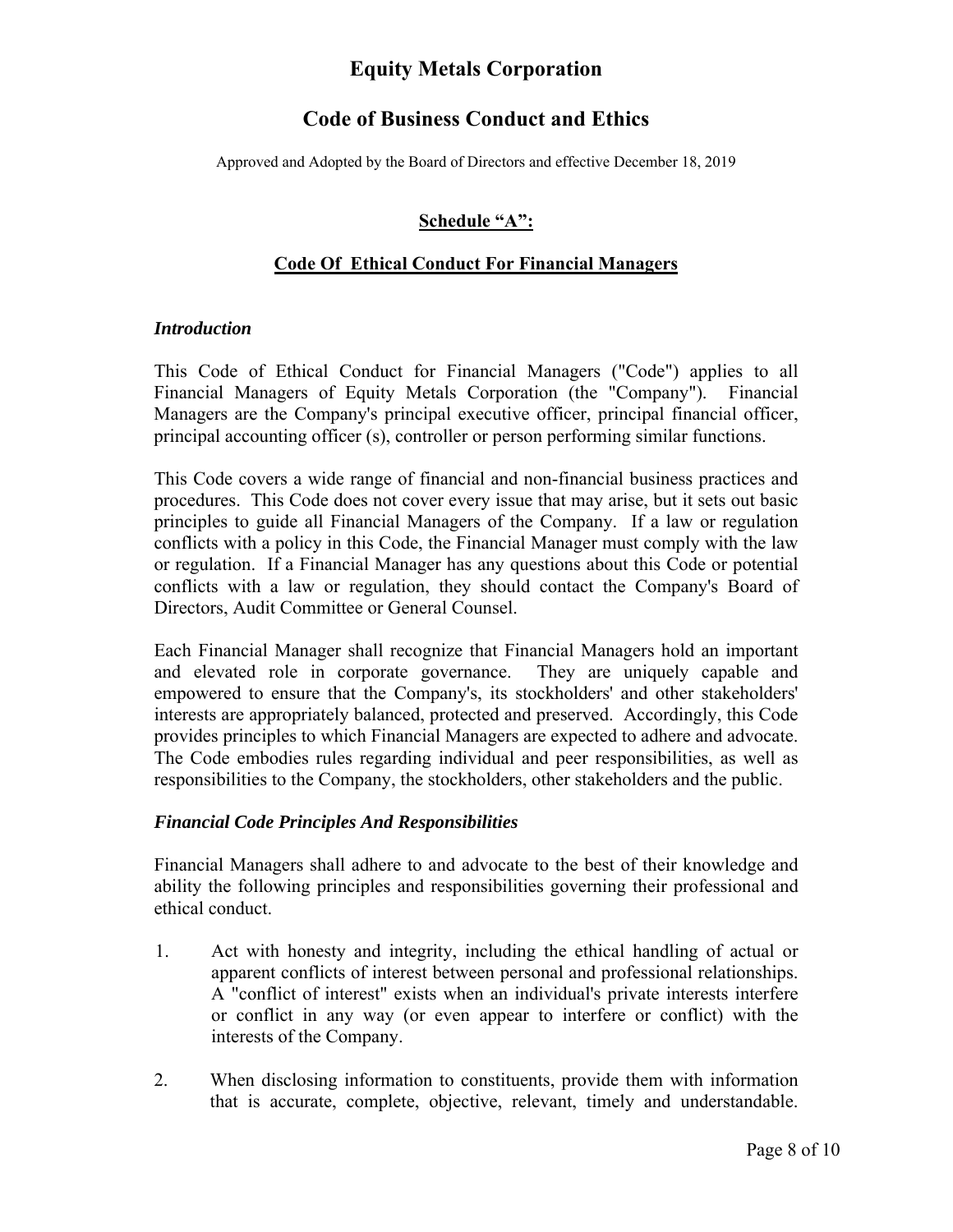# Equity Metals Corporation

## Code of Business Conduct and Ethics

Approved and Adopted by the Board of Directors and effective December 18, 2019

### Schedule "A":

### Code Of Ethical Conduct For Financial Managers

***Introduction***

This Code of Ethical Conduct for Financial Managers ("Code") applies to all Financial Managers of Equity Metals Corporation (the "Company"). Financial Managers are the Company's principal executive officer, principal financial officer, principal accounting officer (s), controller or person performing similar functions.

This Code covers a wide range of financial and non-financial business practices and procedures. This Code does not cover every issue that may arise, but it sets out basic principles to guide all Financial Managers of the Company. If a law or regulation conflicts with a policy in this Code, the Financial Manager must comply with the law or regulation. If a Financial Manager has any questions about this Code or potential conflicts with a law or regulation, they should contact the Company's Board of Directors, Audit Committee or General Counsel.

Each Financial Manager shall recognize that Financial Managers hold an important and elevated role in corporate governance. They are uniquely capable and empowered to ensure that the Company's, its stockholders' and other stakeholders' interests are appropriately balanced, protected and preserved. Accordingly, this Code provides principles to which Financial Managers are expected to adhere and advocate. The Code embodies rules regarding individual and peer responsibilities, as well as responsibilities to the Company, the stockholders, other stakeholders and the public.

***Financial Code Principles And Responsibilities***

Financial Managers shall adhere to and advocate to the best of their knowledge and ability the following principles and responsibilities governing their professional and ethical conduct.

1. Act with honesty and integrity, including the ethical handling of actual or apparent conflicts of interest between personal and professional relationships. A "conflict of interest" exists when an individual's private interests interfere or conflict in any way (or even appear to interfere or conflict) with the interests of the Company.

2. When disclosing information to constituents, provide them with information that is accurate, complete, objective, relevant, timely and understandable.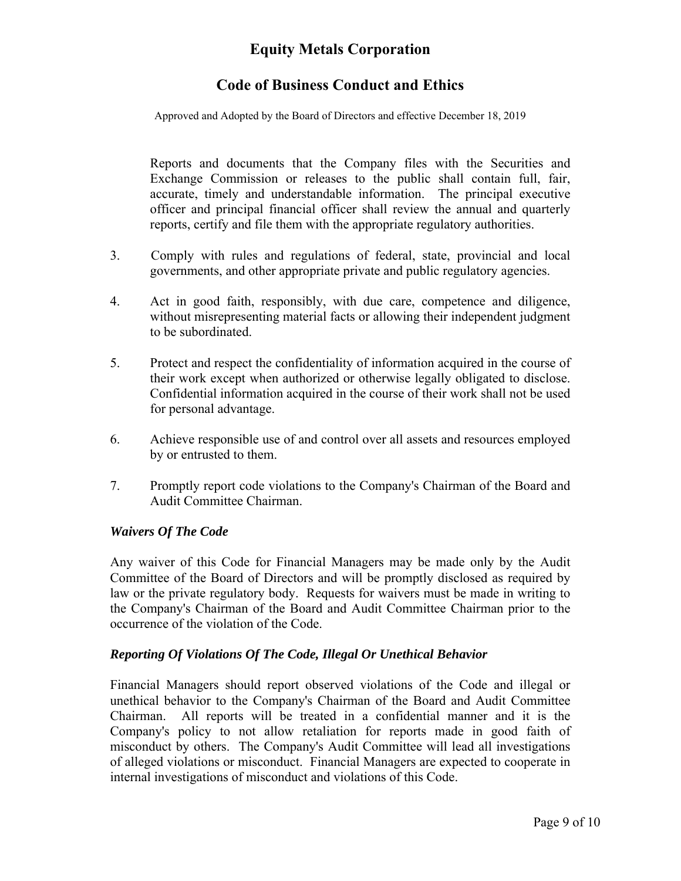Reports and documents that the Company files with the Securities and Exchange Commission or releases to the public shall contain full, fair, accurate, timely and understandable information. The principal executive officer and principal financial officer shall review the annual and quarterly reports, certify and file them with the appropriate regulatory authorities.

3. Comply with rules and regulations of federal, state, provincial and local governments, and other appropriate private and public regulatory agencies.

4. Act in good faith, responsibly, with due care, competence and diligence, without misrepresenting material facts or allowing their independent judgment to be subordinated.

5. Protect and respect the confidentiality of information acquired in the course of their work except when authorized or otherwise legally obligated to disclose. Confidential information acquired in the course of their work shall not be used for personal advantage.

6. Achieve responsible use of and control over all assets and resources employed by or entrusted to them.

7. Promptly report code violations to the Company's Chairman of the Board and Audit Committee Chairman.

### *Waivers Of The Code*

Any waiver of this Code for Financial Managers may be made only by the Audit Committee of the Board of Directors and will be promptly disclosed as required by law or the private regulatory body. Requests for waivers must be made in writing to the Company's Chairman of the Board and Audit Committee Chairman prior to the occurrence of the violation of the Code.

### *Reporting Of Violations Of The Code, Illegal Or Unethical Behavior*

Financial Managers should report observed violations of the Code and illegal or unethical behavior to the Company's Chairman of the Board and Audit Committee Chairman. All reports will be treated in a confidential manner and it is the Company's policy to not allow retaliation for reports made in good faith of misconduct by others. The Company's Audit Committee will lead all investigations of alleged violations or misconduct. Financial Managers are expected to cooperate in internal investigations of misconduct and violations of this Code.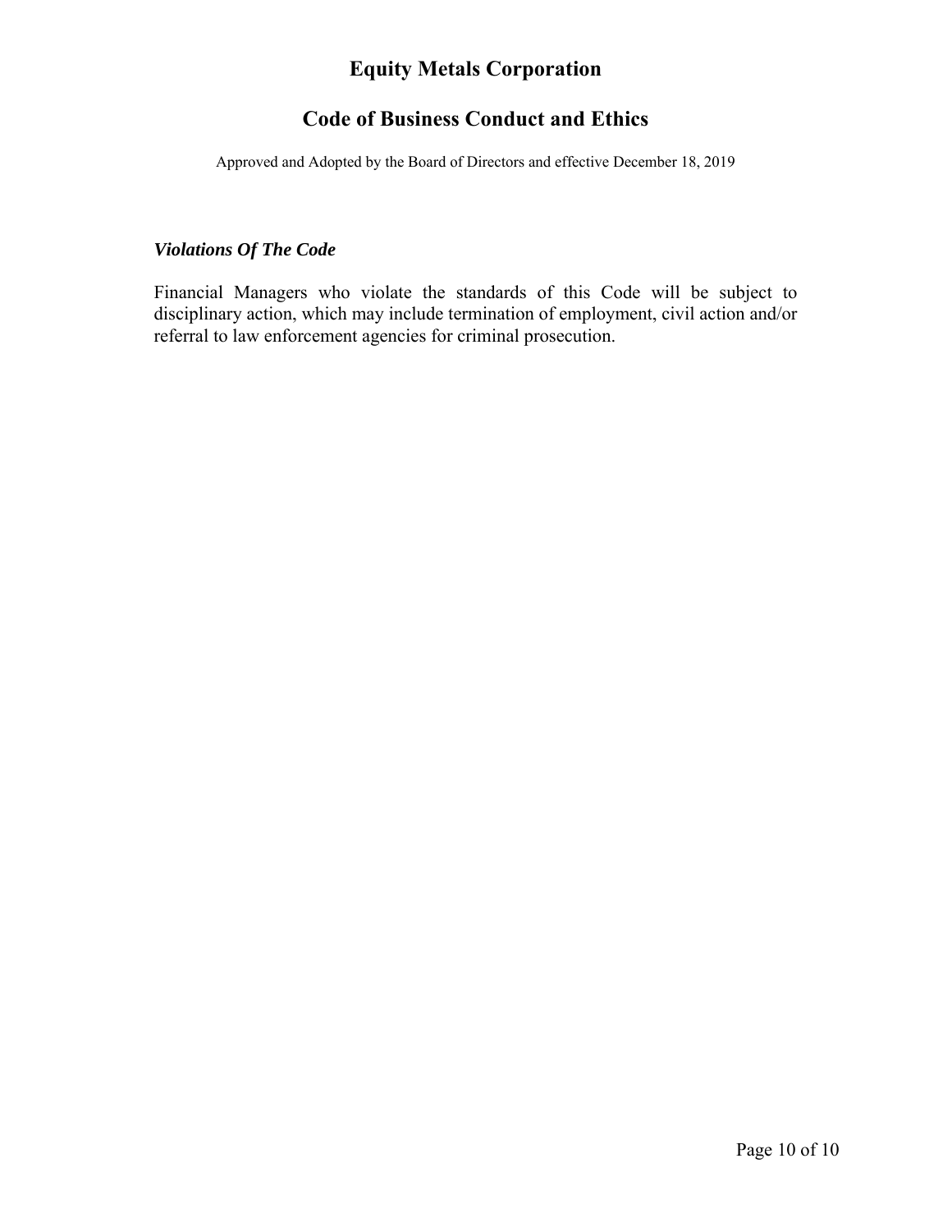### *Violations Of The Code*

Financial Managers who violate the standards of this Code will be subject to disciplinary action, which may include termination of employment, civil action and/or referral to law enforcement agencies for criminal prosecution.